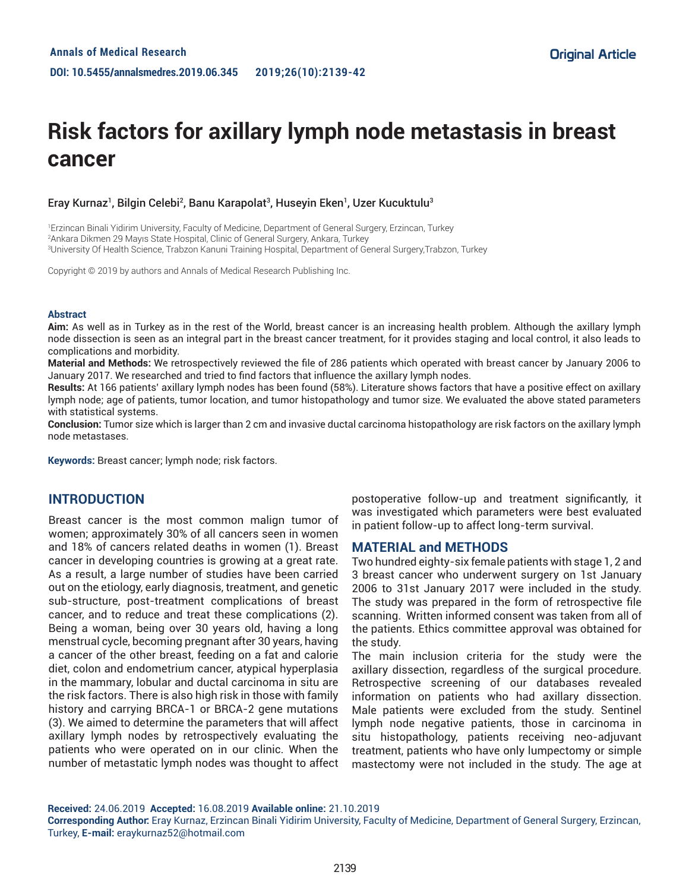Annals of Medical Research
DOI: 10.5455/annalsmedres.2019.06.345 2019;26(10):2139-42

Original Article

# Risk factors for axillary lymph node metastasis in breast cancer

Eray Kurnaz[1], Bilgin Celebi[2], Banu Karapolat[3], Huseyin Eken[1], Uzer Kucuktulu[3]

[1]Erzincan Binali Yidirim University, Faculty of Medicine, Department of General Surgery, Erzincan, Turkey
[2]Ankara Dikmen 29 Mayıs State Hospital, Clinic of General Surgery, Ankara, Turkey
[3]University Of Health Science, Trabzon Kanuni Training Hospital, Department of General Surgery,Trabzon, Turkey

Copyright © 2019 by authors and Annals of Medical Research Publishing Inc.

### Abstract

**Aim:** As well as in Turkey as in the rest of the World, breast cancer is an increasing health problem. Although the axillary lymph node dissection is seen as an integral part in the breast cancer treatment, for it provides staging and local control, it also leads to complications and morbidity.

**Material and Methods:** We retrospectively reviewed the file of 286 patients which operated with breast cancer by January 2006 to January 2017. We researched and tried to find factors that influence the axillary lymph nodes.

**Results:** At 166 patients' axillary lymph nodes has been found (58%). Literature shows factors that have a positive effect on axillary lymph node; age of patients, tumor location, and tumor histopathology and tumor size. We evaluated the above stated parameters with statistical systems.

**Conclusion:** Tumor size which is larger than 2 cm and invasive ductal carcinoma histopathology are risk factors on the axillary lymph node metastases.

**Keywords:** Breast cancer; lymph node; risk factors.

## INTRODUCTION

Breast cancer is the most common malign tumor of women; approximately 30% of all cancers seen in women and 18% of cancers related deaths in women (1). Breast cancer in developing countries is growing at a great rate. As a result, a large number of studies have been carried out on the etiology, early diagnosis, treatment, and genetic sub-structure, post-treatment complications of breast cancer, and to reduce and treat these complications (2). Being a woman, being over 30 years old, having a long menstrual cycle, becoming pregnant after 30 years, having a cancer of the other breast, feeding on a fat and calorie diet, colon and endometrium cancer, atypical hyperplasia in the mammary, lobular and ductal carcinoma in situ are the risk factors. There is also high risk in those with family history and carrying BRCA-1 or BRCA-2 gene mutations (3). We aimed to determine the parameters that will affect axillary lymph nodes by retrospectively evaluating the patients who were operated on in our clinic. When the number of metastatic lymph nodes was thought to affect postoperative follow-up and treatment significantly, it was investigated which parameters were best evaluated in patient follow-up to affect long-term survival.

## MATERIAL and METHODS

Two hundred eighty-six female patients with stage 1, 2 and 3 breast cancer who underwent surgery on 1st January 2006 to 31st January 2017 were included in the study. The study was prepared in the form of retrospective file scanning. Written informed consent was taken from all of the patients. Ethics committee approval was obtained for the study.

The main inclusion criteria for the study were the axillary dissection, regardless of the surgical procedure. Retrospective screening of our databases revealed information on patients who had axillary dissection. Male patients were excluded from the study. Sentinel lymph node negative patients, those in carcinoma in situ histopathology, patients receiving neo-adjuvant treatment, patients who have only lumpectomy or simple mastectomy were not included in the study. The age at

**Received:** 24.06.2019 **Accepted:** 16.08.2019 **Available online:** 21.10.2019
**Corresponding Author:** Eray Kurnaz, Erzincan Binali Yidirim University, Faculty of Medicine, Department of General Surgery, Erzincan, Turkey, **E-mail:** eraykurnaz52@hotmail.com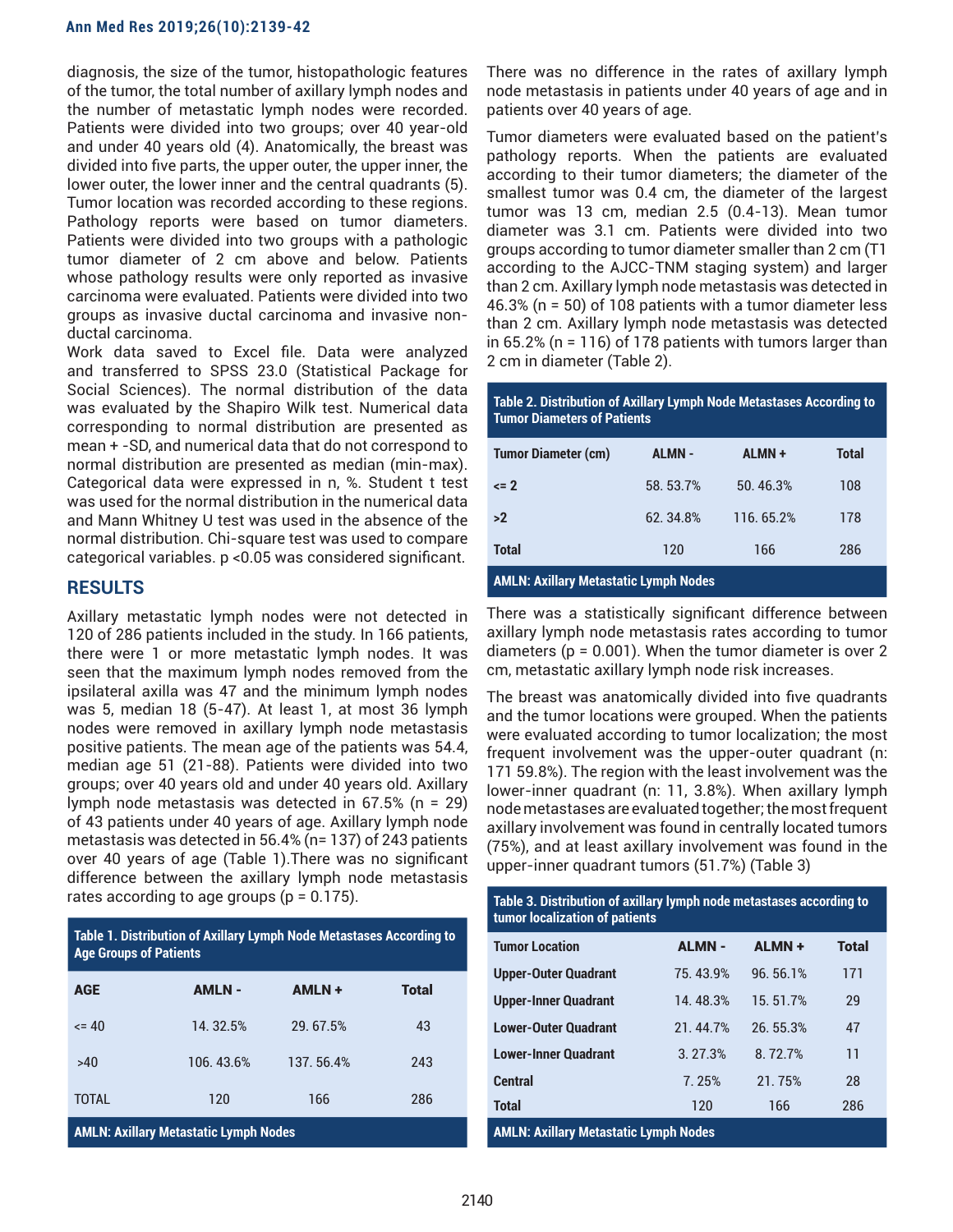diagnosis, the size of the tumor, histopathologic features of the tumor, the total number of axillary lymph nodes and the number of metastatic lymph nodes were recorded. Patients were divided into two groups; over 40 year-old and under 40 years old (4). Anatomically, the breast was divided into five parts, the upper outer, the upper inner, the lower outer, the lower inner and the central quadrants (5). Tumor location was recorded according to these regions. Pathology reports were based on tumor diameters. Patients were divided into two groups with a pathologic tumor diameter of 2 cm above and below. Patients whose pathology results were only reported as invasive carcinoma were evaluated. Patients were divided into two groups as invasive ductal carcinoma and invasive non-ductal carcinoma.

Work data saved to Excel file. Data were analyzed and transferred to SPSS 23.0 (Statistical Package for Social Sciences). The normal distribution of the data was evaluated by the Shapiro Wilk test. Numerical data corresponding to normal distribution are presented as mean + -SD, and numerical data that do not correspond to normal distribution are presented as median (min-max). Categorical data were expressed in n, %. Student t test was used for the normal distribution in the numerical data and Mann Whitney U test was used in the absence of the normal distribution. Chi-square test was used to compare categorical variables. p <0.05 was considered significant.

## RESULTS

Axillary metastatic lymph nodes were not detected in 120 of 286 patients included in the study. In 166 patients, there were 1 or more metastatic lymph nodes. It was seen that the maximum lymph nodes removed from the ipsilateral axilla was 47 and the minimum lymph nodes was 5, median 18 (5-47). At least 1, at most 36 lymph nodes were removed in axillary lymph node metastasis positive patients. The mean age of the patients was 54.4, median age 51 (21-88). Patients were divided into two groups; over 40 years old and under 40 years old. Axillary lymph node metastasis was detected in 67.5% (n = 29) of 43 patients under 40 years of age. Axillary lymph node metastasis was detected in 56.4% (n= 137) of 243 patients over 40 years of age (Table 1).There was no significant difference between the axillary lymph node metastasis rates according to age groups (p = 0.175).

**Table 1. Distribution of Axillary Lymph Node Metastases According to Age Groups of Patients**

| AGE | AMLN - | AMLN + | Total |
|---|---|---|---|
| <= 40 | 14. 32.5% | 29. 67.5% | 43 |
| >40 | 106. 43.6% | 137. 56.4% | 243 |
| TOTAL | 120 | 166 | 286 |

AMLN: Axillary Metastatic Lymph Nodes

There was no difference in the rates of axillary lymph node metastasis in patients under 40 years of age and in patients over 40 years of age.

Tumor diameters were evaluated based on the patient's pathology reports. When the patients are evaluated according to their tumor diameters; the diameter of the smallest tumor was 0.4 cm, the diameter of the largest tumor was 13 cm, median 2.5 (0.4-13). Mean tumor diameter was 3.1 cm. Patients were divided into two groups according to tumor diameter smaller than 2 cm (T1 according to the AJCC-TNM staging system) and larger than 2 cm. Axillary lymph node metastasis was detected in 46.3% (n = 50) of 108 patients with a tumor diameter less than 2 cm. Axillary lymph node metastasis was detected in 65.2% (n = 116) of 178 patients with tumors larger than 2 cm in diameter (Table 2).

**Table 2. Distribution of Axillary Lymph Node Metastases According to Tumor Diameters of Patients**

| Tumor Diameter (cm) | ALMN - | ALMN + | Total |
|---|---|---|---|
| <= 2 | 58. 53.7% | 50. 46.3% | 108 |
| >2 | 62. 34.8% | 116. 65.2% | 178 |
| Total | 120 | 166 | 286 |

AMLN: Axillary Metastatic Lymph Nodes

There was a statistically significant difference between axillary lymph node metastasis rates according to tumor diameters (p = 0.001). When the tumor diameter is over 2 cm, metastatic axillary lymph node risk increases.

The breast was anatomically divided into five quadrants and the tumor locations were grouped. When the patients were evaluated according to tumor localization; the most frequent involvement was the upper-outer quadrant (n: 171 59.8%). The region with the least involvement was the lower-inner quadrant (n: 11, 3.8%). When axillary lymph node metastases are evaluated together; the most frequent axillary involvement was found in centrally located tumors (75%), and at least axillary involvement was found in the upper-inner quadrant tumors (51.7%) (Table 3)

**Table 3. Distribution of axillary lymph node metastases according to tumor localization of patients**

| Tumor Location | ALMN - | ALMN + | Total |
|---|---|---|---|
| Upper-Outer Quadrant | 75. 43.9% | 96. 56.1% | 171 |
| Upper-Inner Quadrant | 14. 48.3% | 15. 51.7% | 29 |
| Lower-Outer Quadrant | 21. 44.7% | 26. 55.3% | 47 |
| Lower-Inner Quadrant | 3. 27.3% | 8. 72.7% | 11 |
| Central | 7. 25% | 21. 75% | 28 |
| Total | 120 | 166 | 286 |

AMLN: Axillary Metastatic Lymph Nodes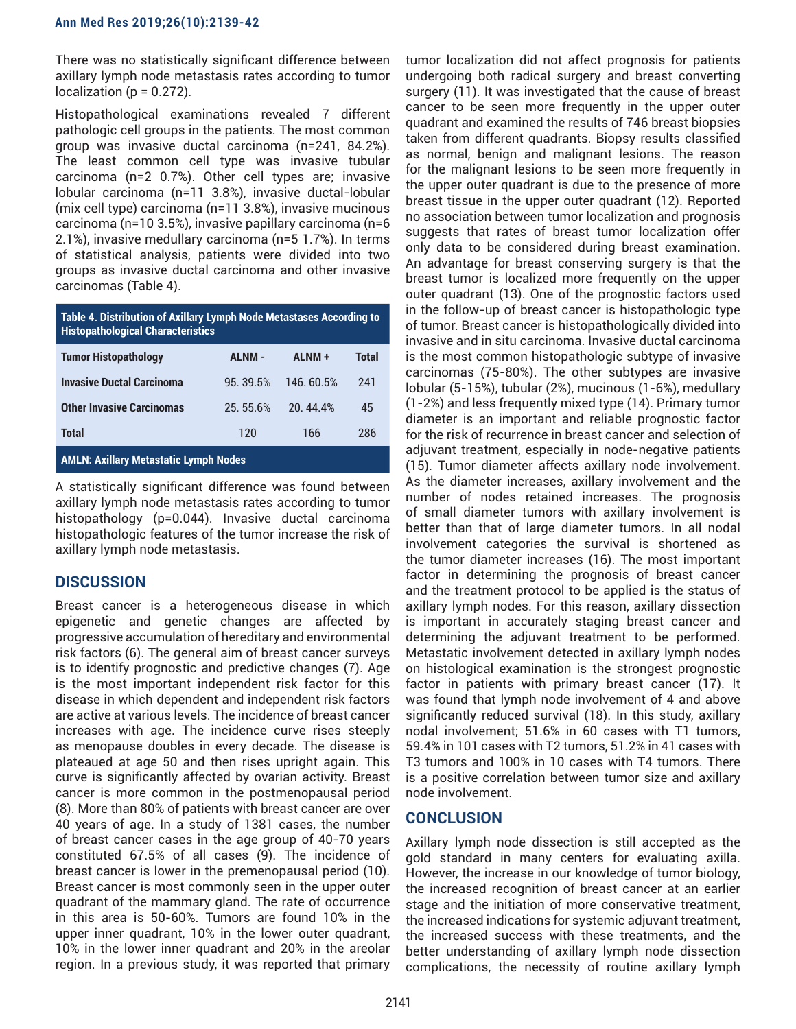There was no statistically significant difference between axillary lymph node metastasis rates according to tumor localization (p = 0.272).

Histopathological examinations revealed 7 different pathologic cell groups in the patients. The most common group was invasive ductal carcinoma (n=241, 84.2%). The least common cell type was invasive tubular carcinoma (n=2 0.7%). Other cell types are; invasive lobular carcinoma (n=11 3.8%), invasive ductal-lobular (mix cell type) carcinoma (n=11 3.8%), invasive mucinous carcinoma (n=10 3.5%), invasive papillary carcinoma (n=6 2.1%), invasive medullary carcinoma (n=5 1.7%). In terms of statistical analysis, patients were divided into two groups as invasive ductal carcinoma and other invasive carcinomas (Table 4).

**Table 4. Distribution of Axillary Lymph Node Metastases According to Histopathological Characteristics**

| Tumor Histopathology | ALNM - | ALNM + | Total |
|---|---|---|---|
| Invasive Ductal Carcinoma | 95. 39.5% | 146. 60.5% | 241 |
| Other Invasive Carcinomas | 25. 55.6% | 20. 44.4% | 45 |
| Total | 120 | 166 | 286 |

AMLN: Axillary Metastatic Lymph Nodes

A statistically significant difference was found between axillary lymph node metastasis rates according to tumor histopathology (p=0.044). Invasive ductal carcinoma histopathologic features of the tumor increase the risk of axillary lymph node metastasis.

## DISCUSSION

Breast cancer is a heterogeneous disease in which epigenetic and genetic changes are affected by progressive accumulation of hereditary and environmental risk factors (6). The general aim of breast cancer surveys is to identify prognostic and predictive changes (7). Age is the most important independent risk factor for this disease in which dependent and independent risk factors are active at various levels. The incidence of breast cancer increases with age. The incidence curve rises steeply as menopause doubles in every decade. The disease is plateaued at age 50 and then rises upright again. This curve is significantly affected by ovarian activity. Breast cancer is more common in the postmenopausal period (8). More than 80% of patients with breast cancer are over 40 years of age. In a study of 1381 cases, the number of breast cancer cases in the age group of 40-70 years constituted 67.5% of all cases (9). The incidence of breast cancer is lower in the premenopausal period (10). Breast cancer is most commonly seen in the upper outer quadrant of the mammary gland. The rate of occurrence in this area is 50-60%. Tumors are found 10% in the upper inner quadrant, 10% in the lower outer quadrant, 10% in the lower inner quadrant and 20% in the areolar region. In a previous study, it was reported that primary tumor localization did not affect prognosis for patients undergoing both radical surgery and breast converting surgery (11). It was investigated that the cause of breast cancer to be seen more frequently in the upper outer quadrant and examined the results of 746 breast biopsies taken from different quadrants. Biopsy results classified as normal, benign and malignant lesions. The reason for the malignant lesions to be seen more frequently in the upper outer quadrant is due to the presence of more breast tissue in the upper outer quadrant (12). Reported no association between tumor localization and prognosis suggests that rates of breast tumor localization offer only data to be considered during breast examination. An advantage for breast conserving surgery is that the breast tumor is localized more frequently on the upper outer quadrant (13). One of the prognostic factors used in the follow-up of breast cancer is histopathologic type of tumor. Breast cancer is histopathologically divided into invasive and in situ carcinoma. Invasive ductal carcinoma is the most common histopathologic subtype of invasive carcinomas (75-80%). The other subtypes are invasive lobular (5-15%), tubular (2%), mucinous (1-6%), medullary (1-2%) and less frequently mixed type (14). Primary tumor diameter is an important and reliable prognostic factor for the risk of recurrence in breast cancer and selection of adjuvant treatment, especially in node-negative patients (15). Tumor diameter affects axillary node involvement. As the diameter increases, axillary involvement and the number of nodes retained increases. The prognosis of small diameter tumors with axillary involvement is better than that of large diameter tumors. In all nodal involvement categories the survival is shortened as the tumor diameter increases (16). The most important factor in determining the prognosis of breast cancer and the treatment protocol to be applied is the status of axillary lymph nodes. For this reason, axillary dissection is important in accurately staging breast cancer and determining the adjuvant treatment to be performed. Metastatic involvement detected in axillary lymph nodes on histological examination is the strongest prognostic factor in patients with primary breast cancer (17). It was found that lymph node involvement of 4 and above significantly reduced survival (18). In this study, axillary nodal involvement; 51.6% in 60 cases with T1 tumors, 59.4% in 101 cases with T2 tumors, 51.2% in 41 cases with T3 tumors and 100% in 10 cases with T4 tumors. There is a positive correlation between tumor size and axillary node involvement.

## CONCLUSION

Axillary lymph node dissection is still accepted as the gold standard in many centers for evaluating axilla. However, the increase in our knowledge of tumor biology, the increased recognition of breast cancer at an earlier stage and the initiation of more conservative treatment, the increased indications for systemic adjuvant treatment, the increased success with these treatments, and the better understanding of axillary lymph node dissection complications, the necessity of routine axillary lymph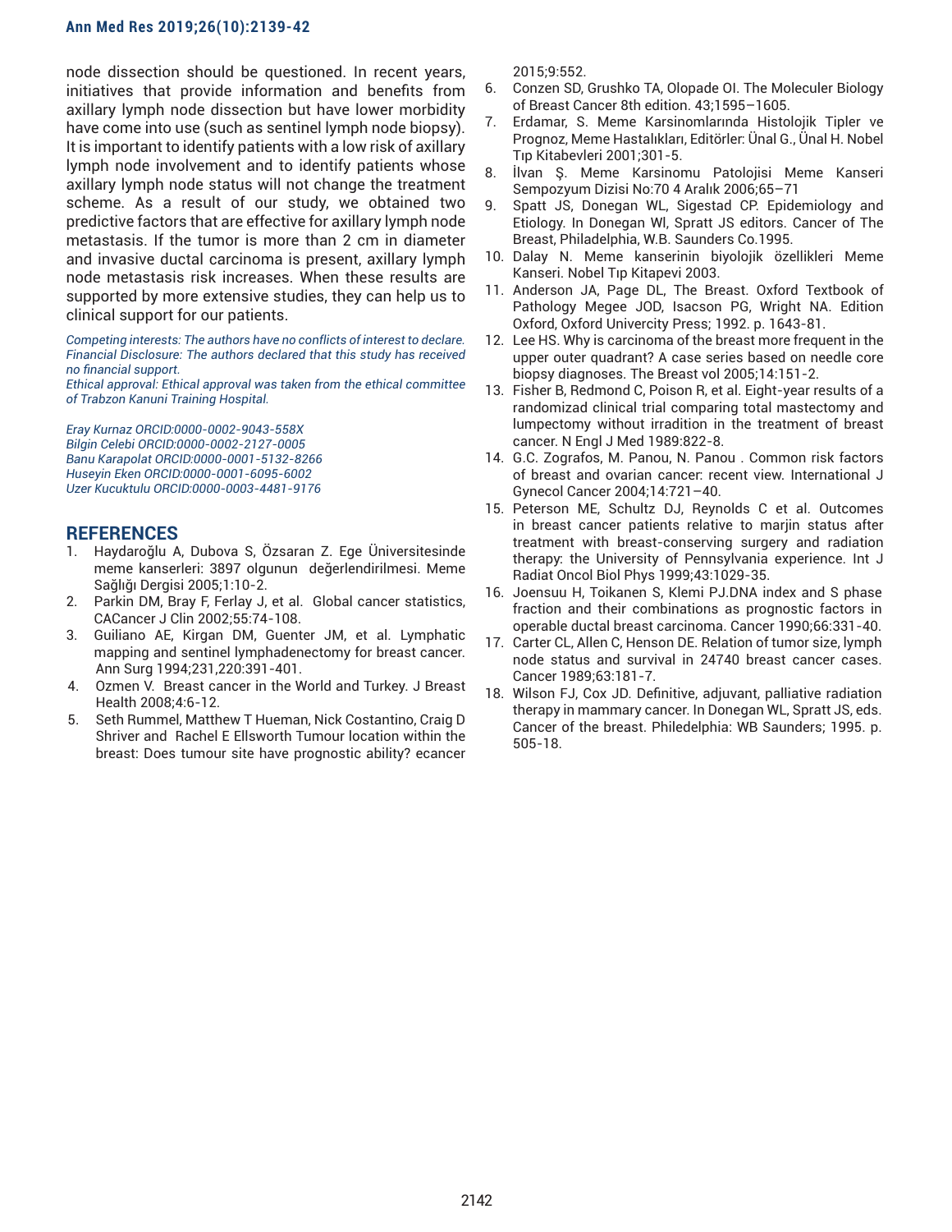node dissection should be questioned. In recent years, initiatives that provide information and benefits from axillary lymph node dissection but have lower morbidity have come into use (such as sentinel lymph node biopsy). It is important to identify patients with a low risk of axillary lymph node involvement and to identify patients whose axillary lymph node status will not change the treatment scheme. As a result of our study, we obtained two predictive factors that are effective for axillary lymph node metastasis. If the tumor is more than 2 cm in diameter and invasive ductal carcinoma is present, axillary lymph node metastasis risk increases. When these results are supported by more extensive studies, they can help us to clinical support for our patients.

*Competing interests: The authors have no conflicts of interest to declare.*
*Financial Disclosure: The authors declared that this study has received no financial support.*
*Ethical approval: Ethical approval was taken from the ethical committee of Trabzon Kanuni Training Hospital.*

*Eray Kurnaz ORCID:0000-0002-9043-558X*
*Bilgin Celebi ORCID:0000-0002-2127-0005*
*Banu Karapolat ORCID:0000-0001-5132-8266*
*Huseyin Eken ORCID:0000-0001-6095-6002*
*Uzer Kucuktulu ORCID:0000-0003-4481-9176*

## REFERENCES

1. Haydaroğlu A, Dubova S, Özsaran Z. Ege Üniversitesinde meme kanserleri: 3897 olgunun değerlendirilmesi. Meme Sağlığı Dergisi 2005;1:10-2.
2. Parkin DM, Bray F, Ferlay J, et al. Global cancer statistics, CACancer J Clin 2002;55:74-108.
3. Guiliano AE, Kirgan DM, Guenter JM, et al. Lymphatic mapping and sentinel lymphadenectomy for breast cancer. Ann Surg 1994;231,220:391-401.
4. Ozmen V. Breast cancer in the World and Turkey. J Breast Health 2008;4:6-12.
5. Seth Rummel, Matthew T Hueman, Nick Costantino, Craig D Shriver and Rachel E Ellsworth Tumour location within the breast: Does tumour site have prognostic ability? ecancer 2015;9:552.
6. Conzen SD, Grushko TA, Olopade OI. The Moleculer Biology of Breast Cancer 8th edition. 43;1595–1605.
7. Erdamar, S. Meme Karsinomlarında Histolojik Tipler ve Prognoz, Meme Hastalıkları, Editörler: Ünal G., Ünal H. Nobel Tıp Kitabevleri 2001;301-5.
8. İlvan Ş. Meme Karsinomu Patolojisi Meme Kanseri Sempozyum Dizisi No:70 4 Aralık 2006;65–71
9. Spatt JS, Donegan WL, Sigestad CP. Epidemiology and Etiology. In Donegan Wl, Spratt JS editors. Cancer of The Breast, Philadelphia, W.B. Saunders Co.1995.
10. Dalay N. Meme kanserinin biyolojik özellikleri Meme Kanseri. Nobel Tıp Kitapevi 2003.
11. Anderson JA, Page DL, The Breast. Oxford Textbook of Pathology Megee JOD, Isacson PG, Wright NA. Edition Oxford, Oxford Univercity Press; 1992. p. 1643-81.
12. Lee HS. Why is carcinoma of the breast more frequent in the upper outer quadrant? A case series based on needle core biopsy diagnoses. The Breast vol 2005;14:151-2.
13. Fisher B, Redmond C, Poison R, et al. Eight-year results of a randomizad clinical trial comparing total mastectomy and lumpectomy without irradition in the treatment of breast cancer. N Engl J Med 1989:822-8.
14. G.C. Zografos, M. Panou, N. Panou . Common risk factors of breast and ovarian cancer: recent view. International J Gynecol Cancer 2004;14:721–40.
15. Peterson ME, Schultz DJ, Reynolds C et al. Outcomes in breast cancer patients relative to marjin status after treatment with breast-conserving surgery and radiation therapy: the University of Pennsylvania experience. Int J Radiat Oncol Biol Phys 1999;43:1029-35.
16. Joensuu H, Toikanen S, Klemi PJ.DNA index and S phase fraction and their combinations as prognostic factors in operable ductal breast carcinoma. Cancer 1990;66:331-40.
17. Carter CL, Allen C, Henson DE. Relation of tumor size, lymph node status and survival in 24740 breast cancer cases. Cancer 1989;63:181-7.
18. Wilson FJ, Cox JD. Definitive, adjuvant, palliative radiation therapy in mammary cancer. In Donegan WL, Spratt JS, eds. Cancer of the breast. Philedelphia: WB Saunders; 1995. p. 505-18.